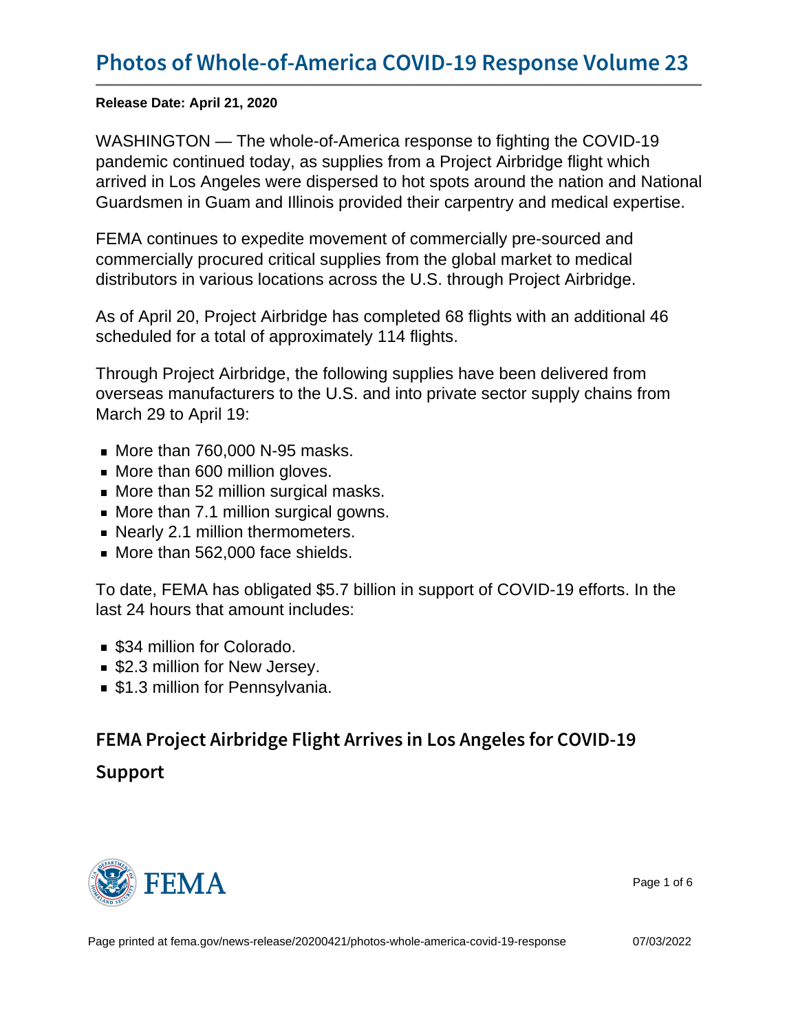# Photos of Whole-of-America COVID-19 Response Volume 23

**Release Date: April 21, 2020**

WASHINGTON — The whole-of-America response to fighting the COVID-19 pandemic continued today, as supplies from a Project Airbridge flight which arrived in Los Angeles were dispersed to hot spots around the nation and National Guardsmen in Guam and Illinois provided their carpentry and medical expertise.

FEMA continues to expedite movement of commercially pre-sourced and commercially procured critical supplies from the global market to medical distributors in various locations across the U.S. through Project Airbridge.

As of April 20, Project Airbridge has completed 68 flights with an additional 46 scheduled for a total of approximately 114 flights.

Through Project Airbridge, the following supplies have been delivered from overseas manufacturers to the U.S. and into private sector supply chains from March 29 to April 19:

- More than 760,000 N-95 masks.
- More than 600 million gloves.
- More than 52 million surgical masks.
- More than 7.1 million surgical gowns.
- Nearly 2.1 million thermometers.
- More than 562,000 face shields.

To date, FEMA has obligated $5.7 billion in support of COVID-19 efforts. In the last 24 hours that amount includes:

- $34 million for Colorado.
- $2.3 million for New Jersey.
- $1.3 million for Pennsylvania.

## FEMA Project Airbridge Flight Arrives in Los Angeles for COVID-19 Support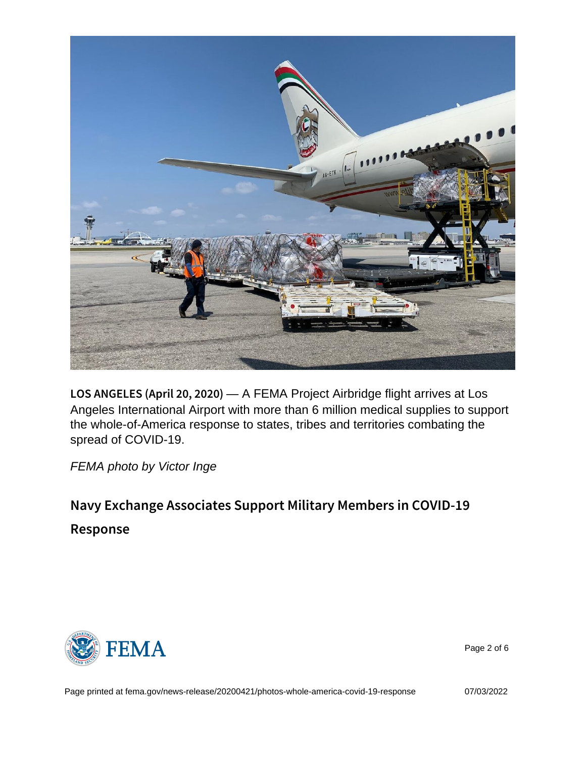**LOS ANGELES (April 20, 2020)** — A FEMA Project Airbridge flight arrives at Los Angeles International Airport with more than 6 million medical supplies to support the whole-of-America response to states, tribes and territories combating the spread of COVID-19.

*FEMA photo by Victor Inge*

## Navy Exchange Associates Support Military Members in COVID-19 Response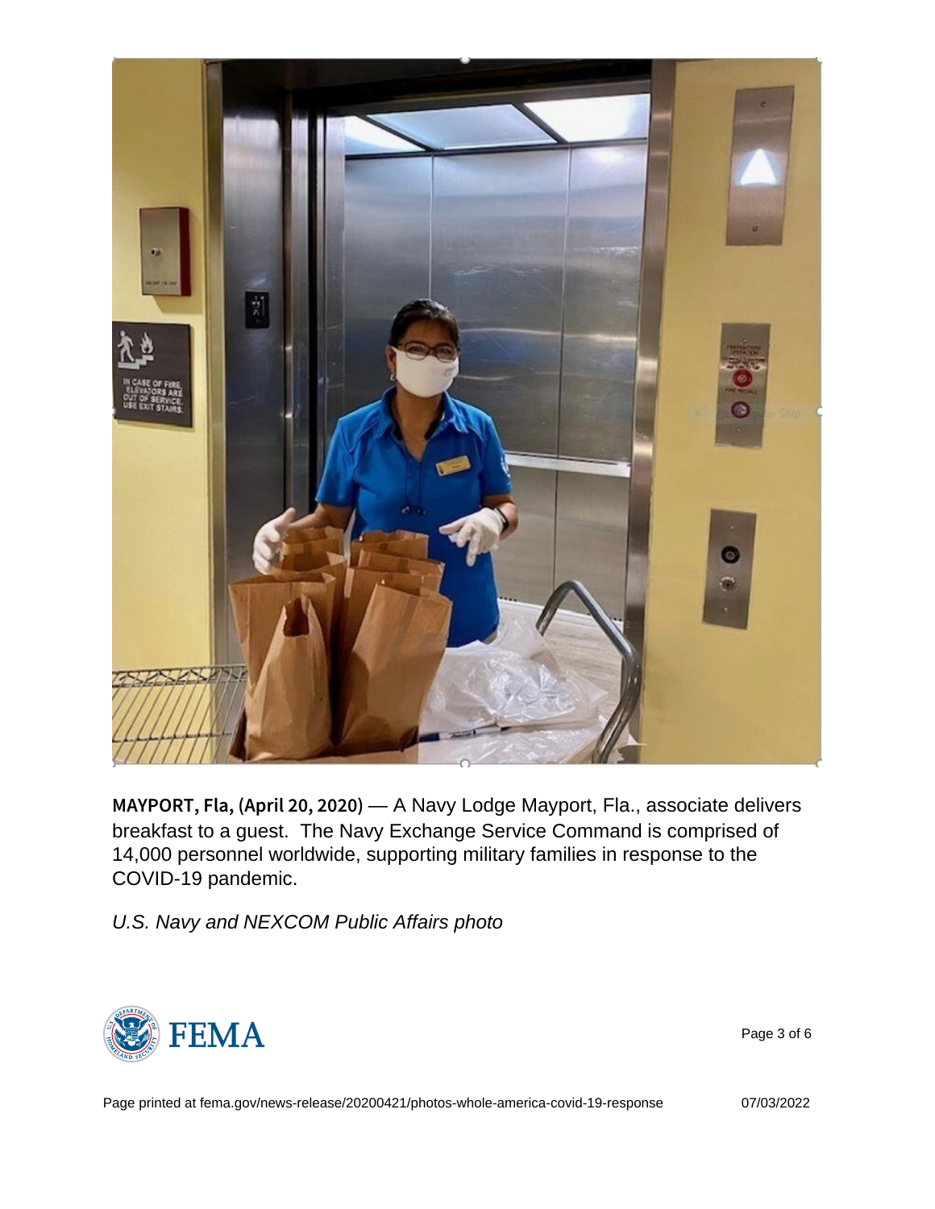**MAYPORT, Fla, (April 20, 2020)** — A Navy Lodge Mayport, Fla., associate delivers breakfast to a guest. The Navy Exchange Service Command is comprised of 14,000 personnel worldwide, supporting military families in response to the COVID-19 pandemic.

*U.S. Navy and NEXCOM Public Affairs photo*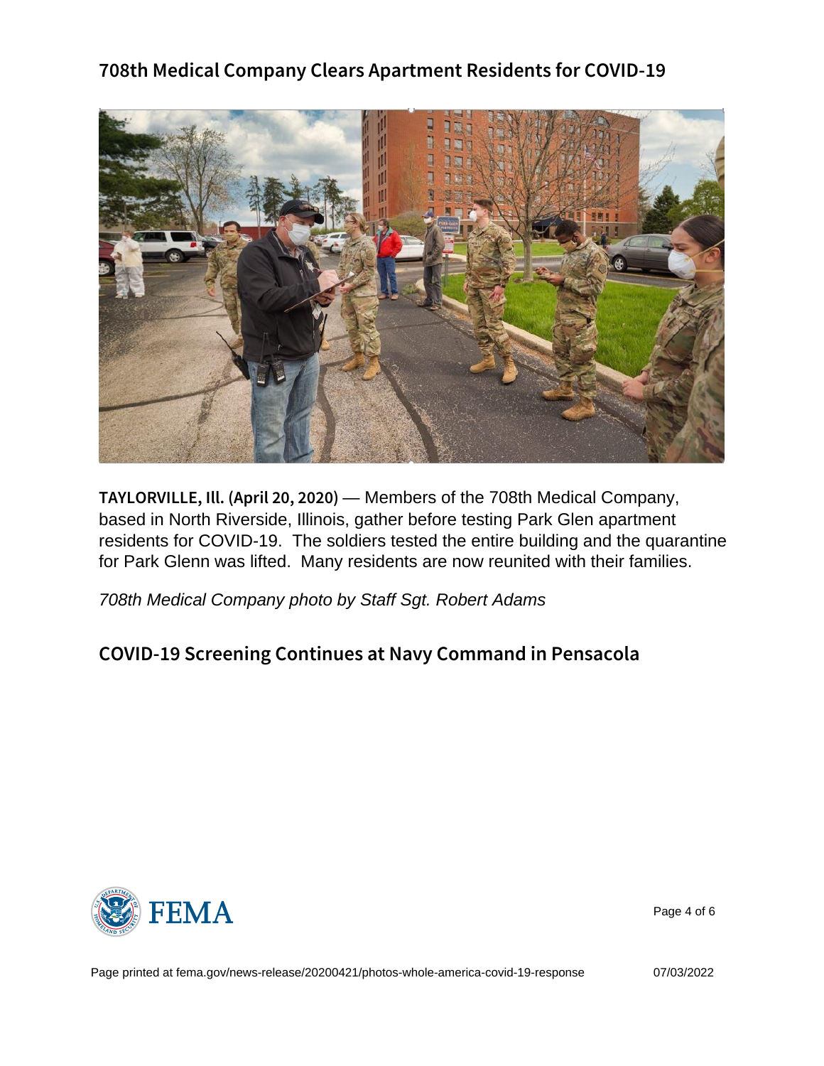## 708th Medical Company Clears Apartment Residents for COVID-19

**TAYLORVILLE, Ill. (April 20, 2020)** — Members of the 708th Medical Company, based in North Riverside, Illinois, gather before testing Park Glen apartment residents for COVID-19. The soldiers tested the entire building and the quarantine for Park Glenn was lifted. Many residents are now reunited with their families.

*708th Medical Company photo by Staff Sgt. Robert Adams*

## COVID-19 Screening Continues at Navy Command in Pensacola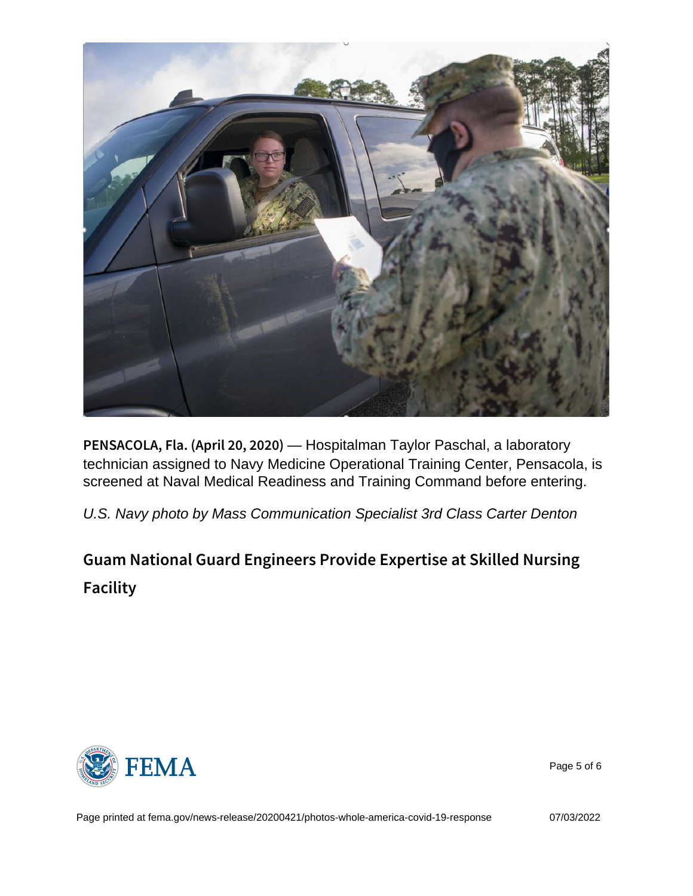**PENSACOLA, Fla. (April 20, 2020)** — Hospitalman Taylor Paschal, a laboratory technician assigned to Navy Medicine Operational Training Center, Pensacola, is screened at Naval Medical Readiness and Training Command before entering.

*U.S. Navy photo by Mass Communication Specialist 3rd Class Carter Denton*

## Guam National Guard Engineers Provide Expertise at Skilled Nursing Facility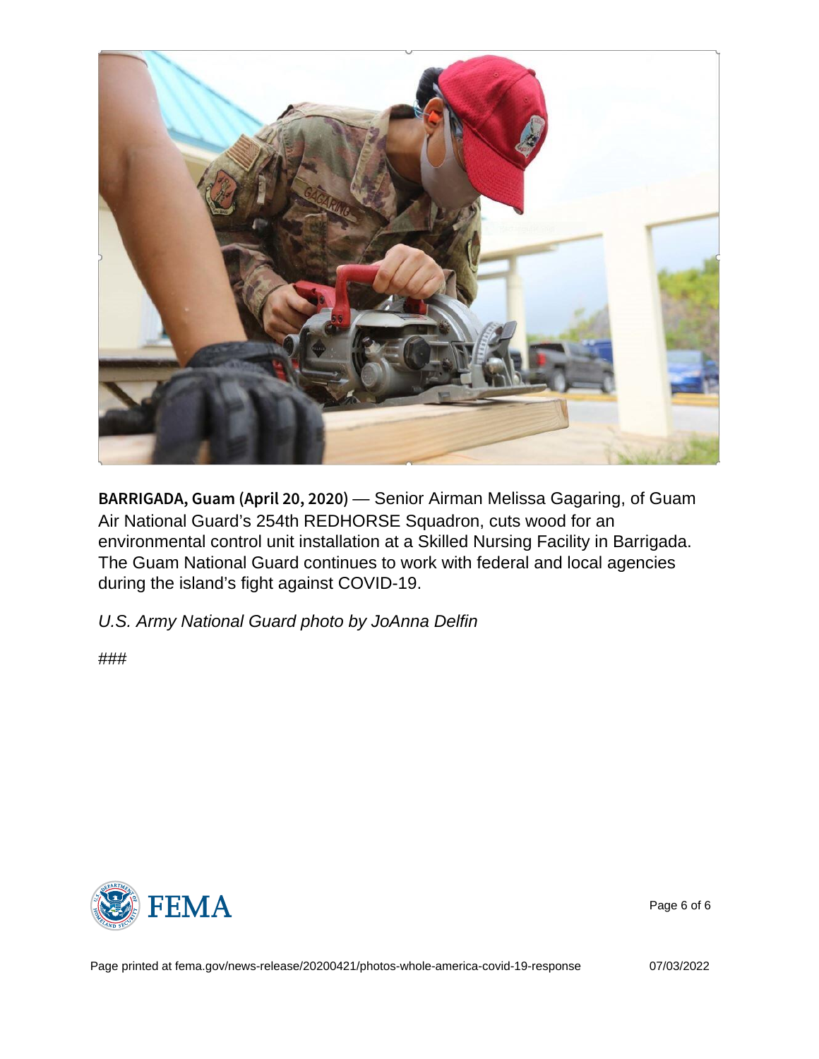**BARRIGADA, Guam (April 20, 2020)** — Senior Airman Melissa Gagaring, of Guam Air National Guard's 254th REDHORSE Squadron, cuts wood for an environmental control unit installation at a Skilled Nursing Facility in Barrigada. The Guam National Guard continues to work with federal and local agencies during the island's fight against COVID-19.

*U.S. Army National Guard photo by JoAnna Delfin*

###